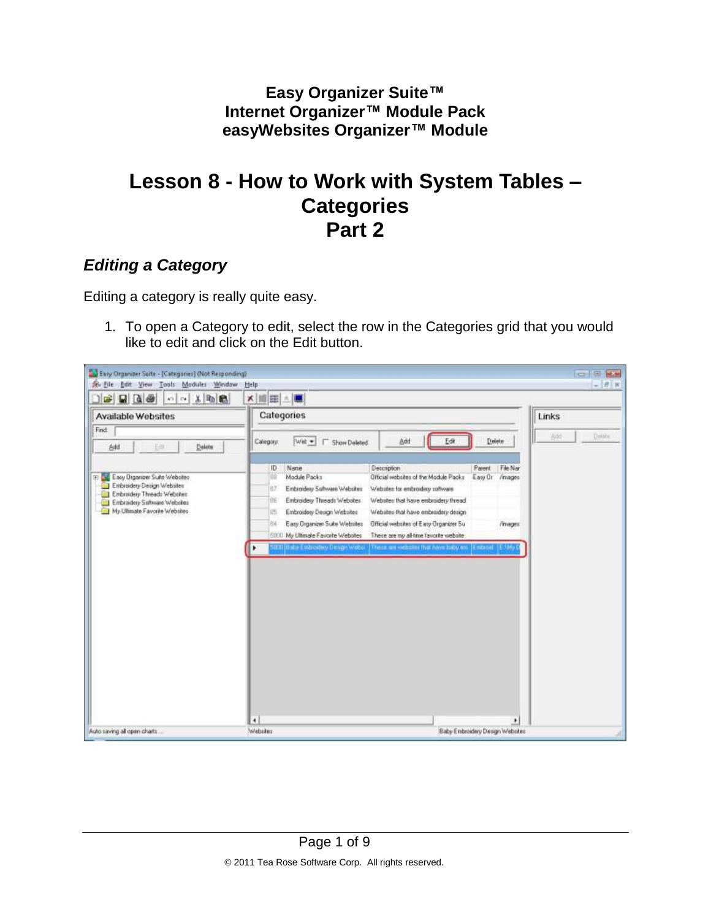**Easy Organizer Suite™**
**Internet Organizer™ Module Pack**
**easyWebsites Organizer™ Module**

# Lesson 8 - How to Work with System Tables – Categories Part 2

## *Editing a Category*

Editing a category is really quite easy.

1. To open a Category to edit, select the row in the Categories grid that you would like to edit and click on the Edit button.

© 2011 Tea Rose Software Corp. All rights reserved.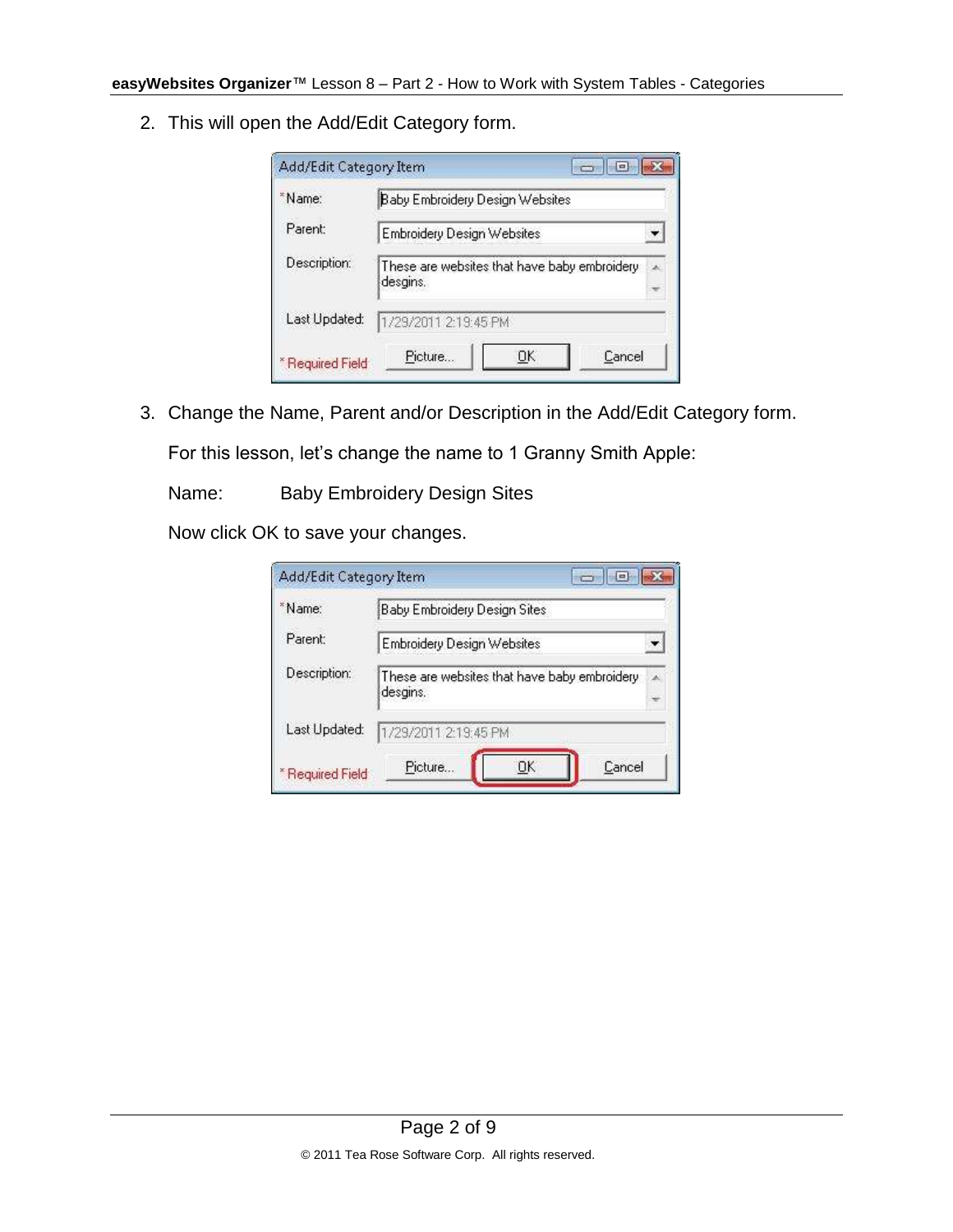2. This will open the Add/Edit Category form.

3. Change the Name, Parent and/or Description in the Add/Edit Category form.

   For this lesson, let's change the name to 1 Granny Smith Apple:

   Name: Baby Embroidery Design Sites

   Now click OK to save your changes.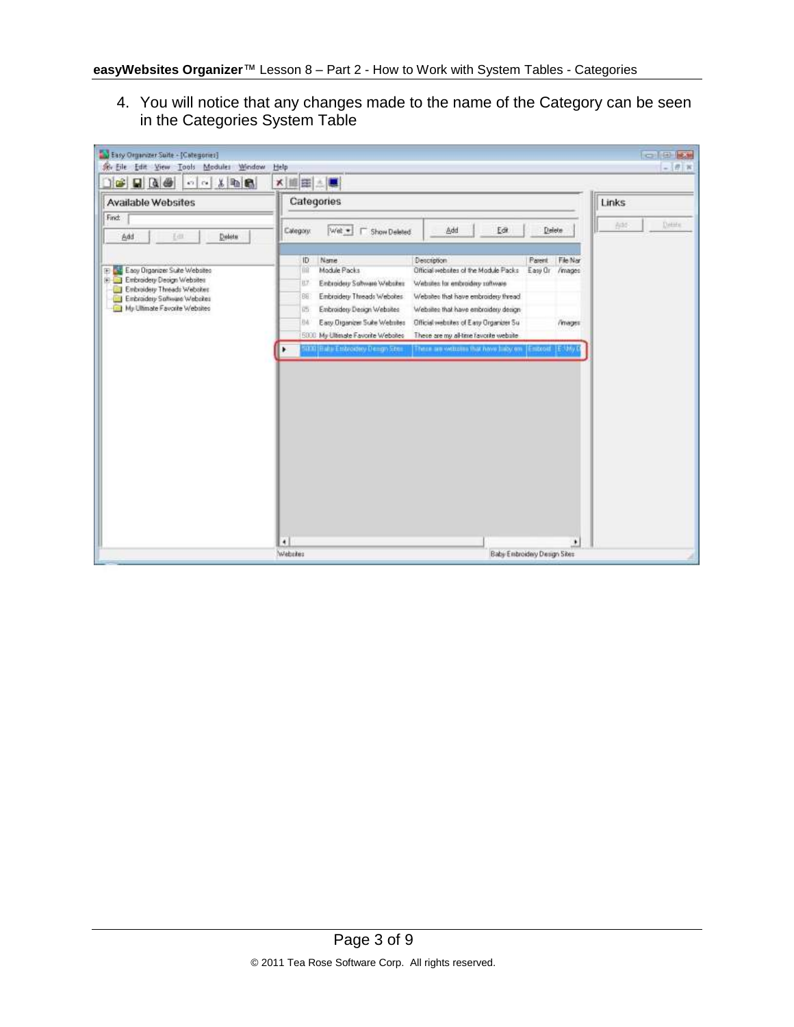4. You will notice that any changes made to the name of the Category can be seen in the Categories System Table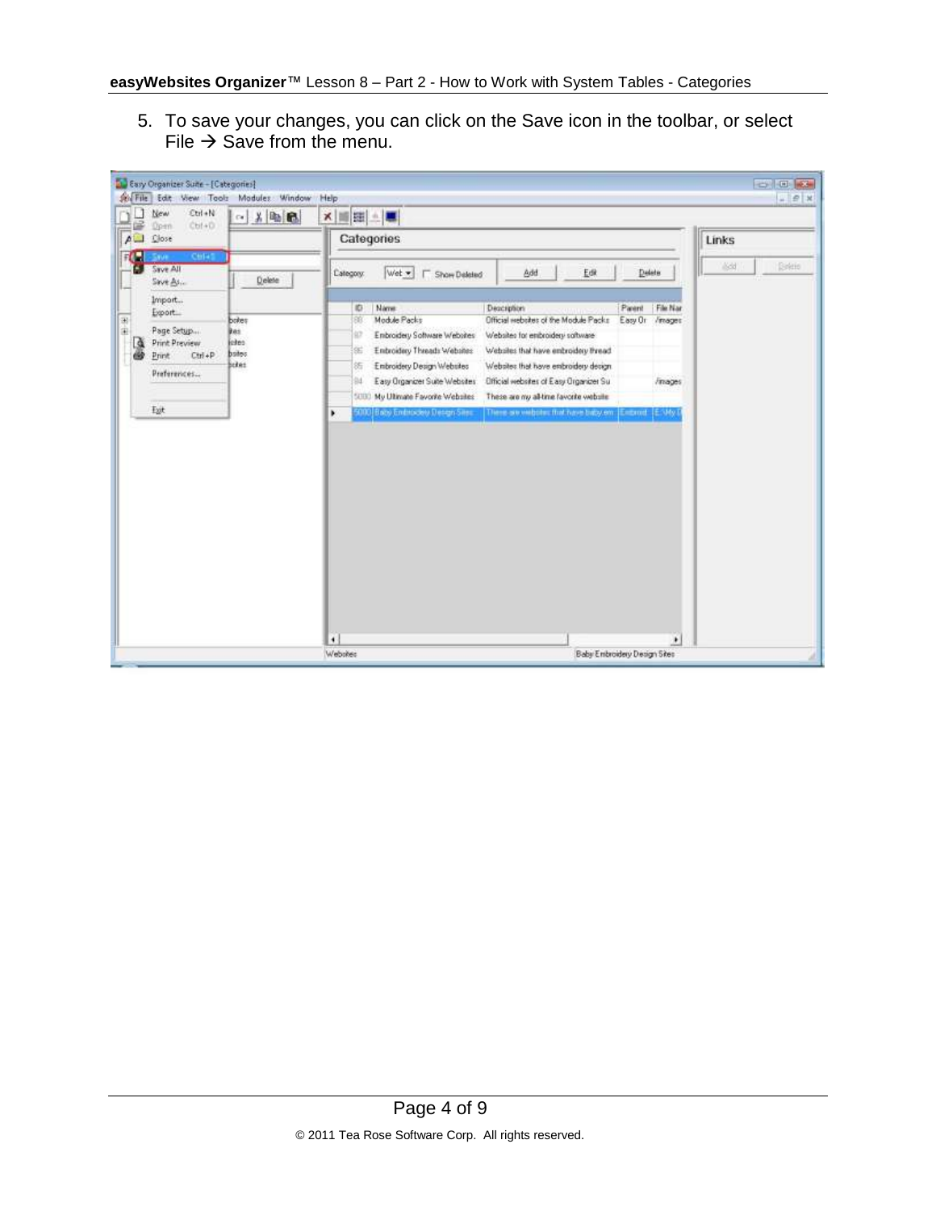5. To save your changes, you can click on the Save icon in the toolbar, or select File → Save from the menu.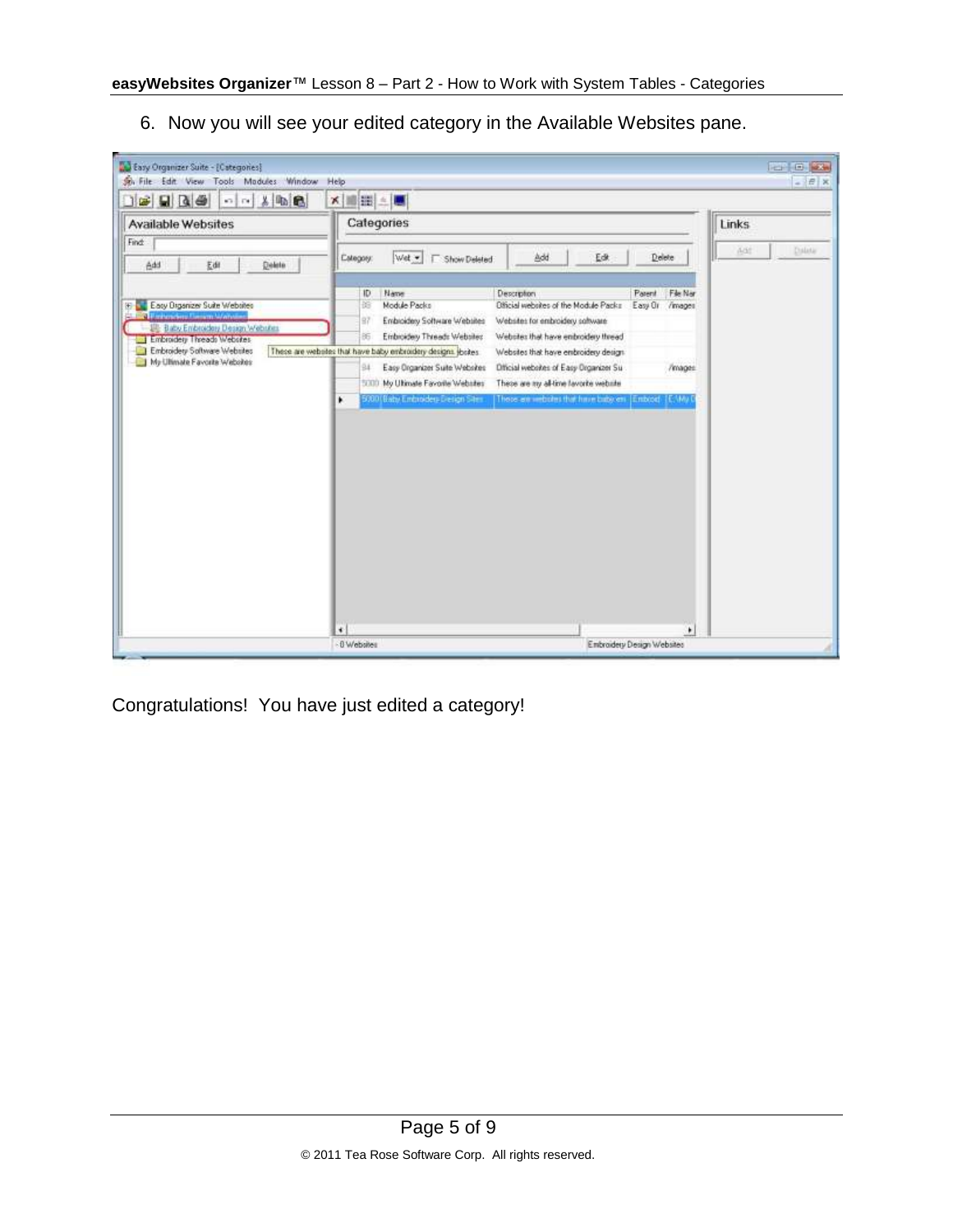6. Now you will see your edited category in the Available Websites pane.

Congratulations!  You have just edited a category!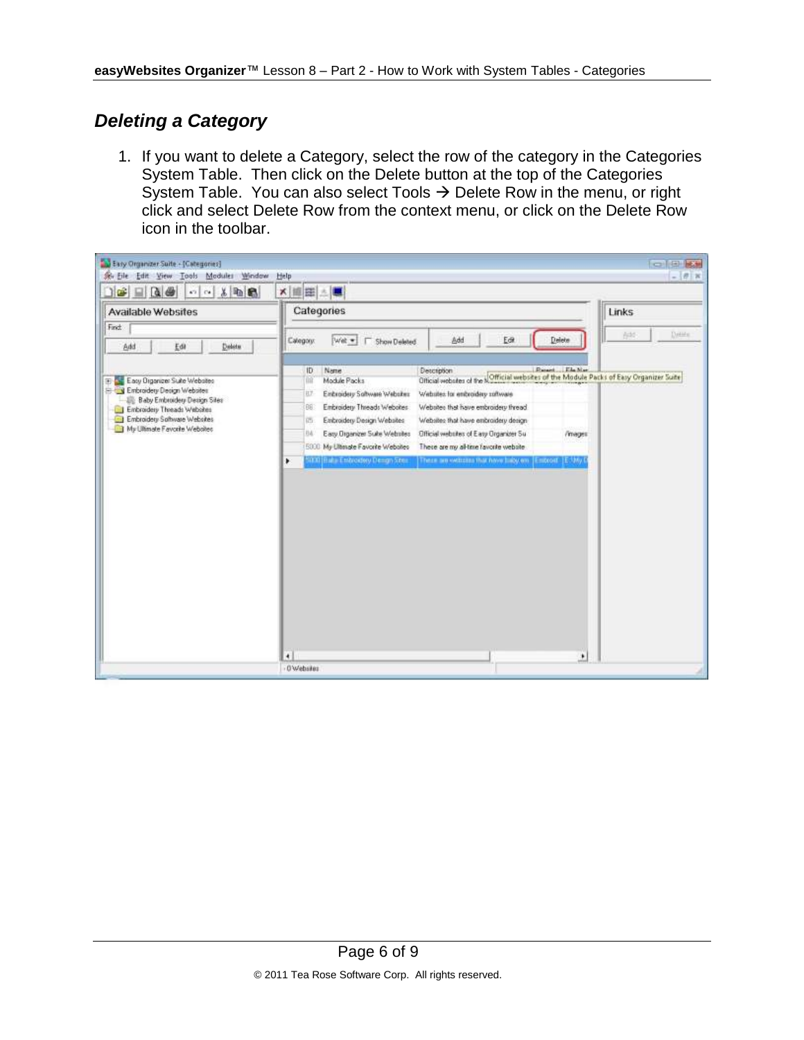## *Deleting a Category*

1. If you want to delete a Category, select the row of the category in the Categories System Table. Then click on the Delete button at the top of the Categories System Table. You can also select Tools → Delete Row in the menu, or right click and select Delete Row from the context menu, or click on the Delete Row icon in the toolbar.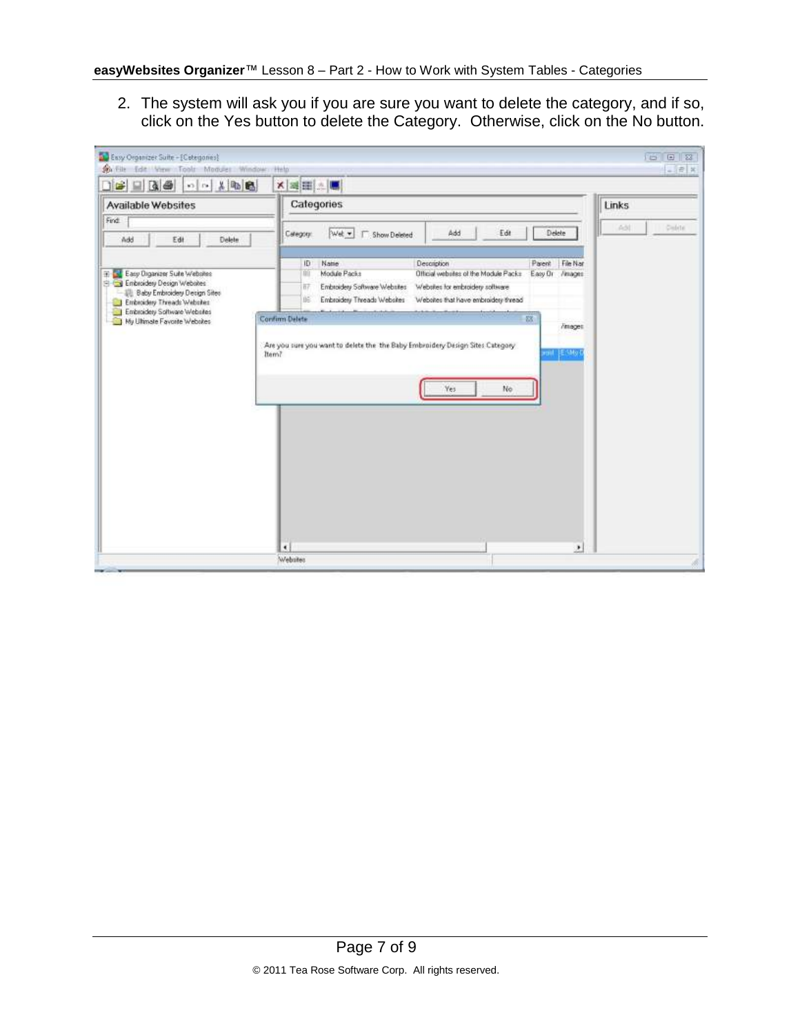2. The system will ask you if you are sure you want to delete the category, and if so, click on the Yes button to delete the Category. Otherwise, click on the No button.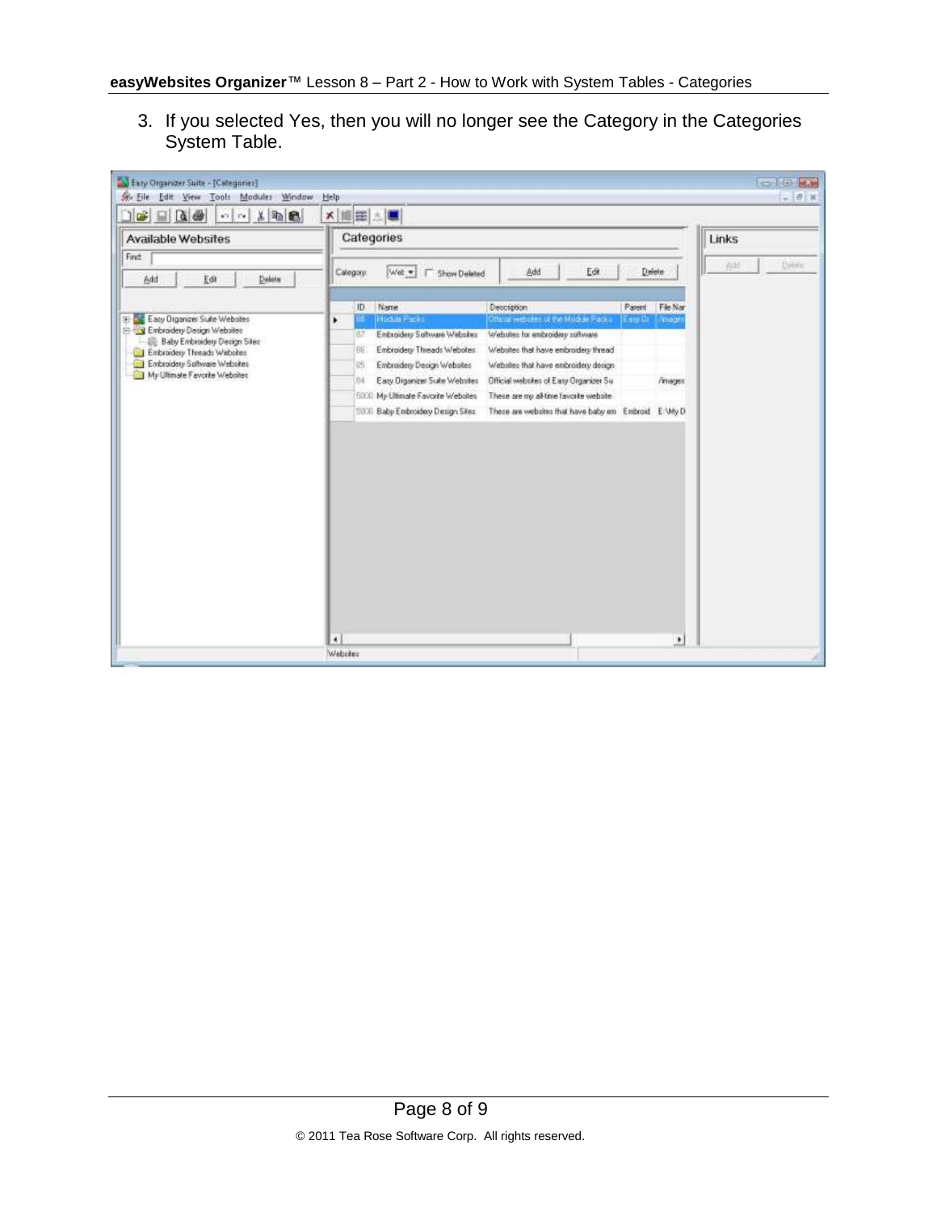3. If you selected Yes, then you will no longer see the Category in the Categories System Table.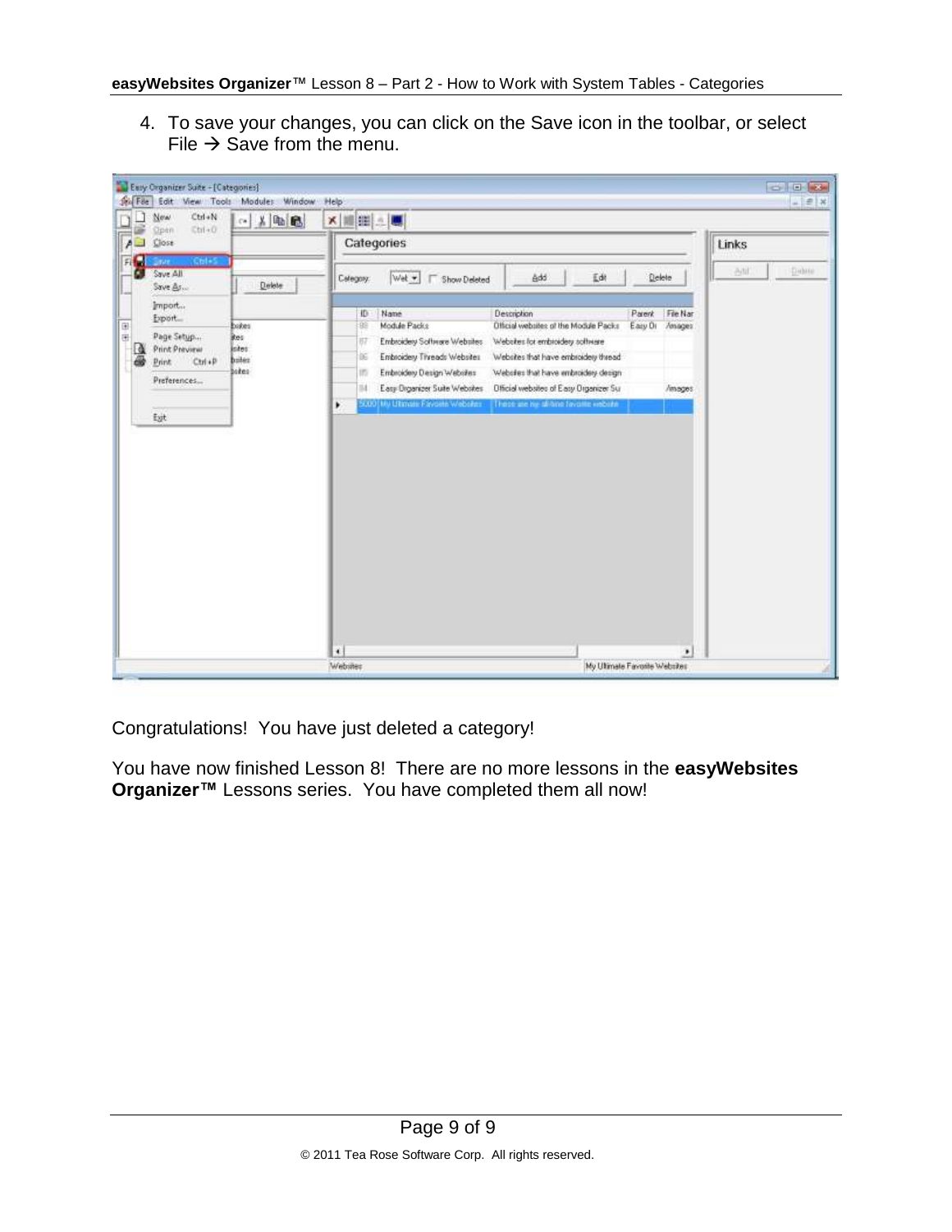4. To save your changes, you can click on the Save icon in the toolbar, or select File → Save from the menu.

Congratulations! You have just deleted a category!

You have now finished Lesson 8! There are no more lessons in the **easyWebsites Organizer™** Lessons series. You have completed them all now!

© 2011 Tea Rose Software Corp. All rights reserved.